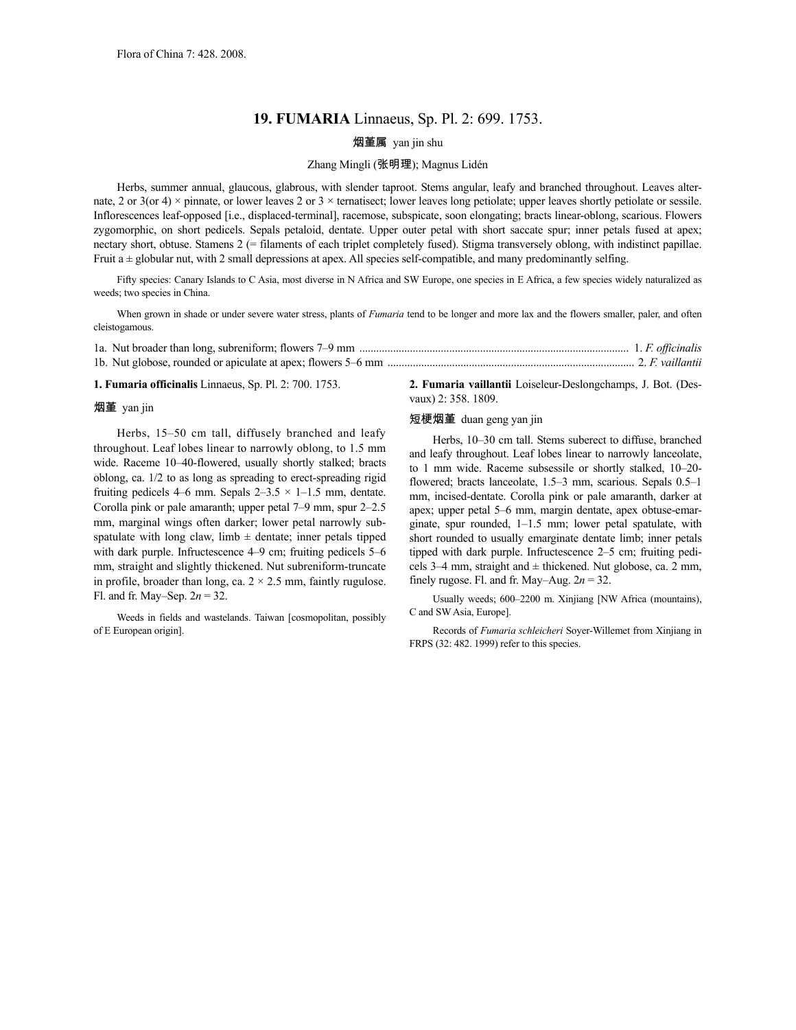# 19. FUMARIA Linnaeus, Sp. Pl. 2: 699. 1753.

烟堇属 yan jin shu

Zhang Mingli (张明理); Magnus Lidén

Herbs, summer annual, glaucous, glabrous, with slender taproot. Stems angular, leafy and branched throughout. Leaves alternate, 2 or 3(or 4) × pinnate, or lower leaves 2 or 3 × ternatisect; lower leaves long petiolate; upper leaves shortly petiolate or sessile. Inflorescences leaf-opposed [i.e., displaced-terminal], racemose, subspicate, soon elongating; bracts linear-oblong, scarious. Flowers zygomorphic, on short pedicels. Sepals petaloid, dentate. Upper outer petal with short saccate spur; inner petals fused at apex; nectary short, obtuse. Stamens 2 (= filaments of each triplet completely fused). Stigma transversely oblong, with indistinct papillae. Fruit a ± globular nut, with 2 small depressions at apex. All species self-compatible, and many predominantly selfing.

Fifty species: Canary Islands to C Asia, most diverse in N Africa and SW Europe, one species in E Africa, a few species widely naturalized as weeds; two species in China.

When grown in shade or under severe water stress, plants of *Fumaria* tend to be longer and more lax and the flowers smaller, paler, and often cleistogamous.

1a. Nut broader than long, subreniform; flowers 7–9 mm .......... 1. *F. officinalis*
1b. Nut globose, rounded or apiculate at apex; flowers 5–6 mm .......... 2. *F. vaillantii*

**1. Fumaria officinalis** Linnaeus, Sp. Pl. 2: 700. 1753.

烟堇 yan jin

Herbs, 15–50 cm tall, diffusely branched and leafy throughout. Leaf lobes linear to narrowly oblong, to 1.5 mm wide. Raceme 10–40-flowered, usually shortly stalked; bracts oblong, ca. 1/2 to as long as spreading to erect-spreading rigid fruiting pedicels 4–6 mm. Sepals 2–3.5 × 1–1.5 mm, dentate. Corolla pink or pale amaranth; upper petal 7–9 mm, spur 2–2.5 mm, marginal wings often darker; lower petal narrowly subspatulate with long claw, limb ± dentate; inner petals tipped with dark purple. Infructescence 4–9 cm; fruiting pedicels 5–6 mm, straight and slightly thickened. Nut subreniform-truncate in profile, broader than long, ca. 2 × 2.5 mm, faintly rugulose. Fl. and fr. May–Sep. $2n = 32$.

Weeds in fields and wastelands. Taiwan [cosmopolitan, possibly of E European origin].

**2. Fumaria vaillantii** Loiseleur-Deslongchamps, J. Bot. (Desvaux) 2: 358. 1809.

短梗烟堇 duan geng yan jin

Herbs, 10–30 cm tall. Stems suberect to diffuse, branched and leafy throughout. Leaf lobes linear to narrowly lanceolate, to 1 mm wide. Raceme subsessile or shortly stalked, 10–20-flowered; bracts lanceolate, 1.5–3 mm, scarious. Sepals 0.5–1 mm, incised-dentate. Corolla pink or pale amaranth, darker at apex; upper petal 5–6 mm, margin dentate, apex obtuse-emarginate, spur rounded, 1–1.5 mm; lower petal spatulate, with short rounded to usually emarginate dentate limb; inner petals tipped with dark purple. Infructescence 2–5 cm; fruiting pedicels 3–4 mm, straight and ± thickened. Nut globose, ca. 2 mm, finely rugose. Fl. and fr. May–Aug. $2n = 32$.

Usually weeds; 600–2200 m. Xinjiang [NW Africa (mountains), C and SW Asia, Europe].

Records of *Fumaria schleicheri* Soyer-Willemet from Xinjiang in FRPS (32: 482. 1999) refer to this species.